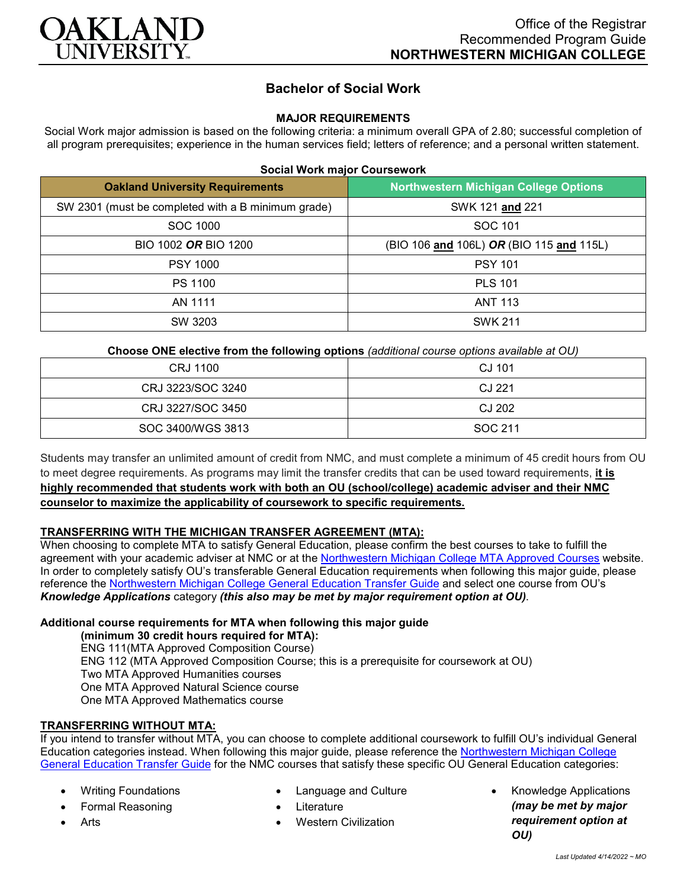Office of the Registrar
Recommended Program Guide
**NORTHWESTERN MICHIGAN COLLEGE**

# Bachelor of Social Work

## MAJOR REQUIREMENTS

Social Work major admission is based on the following criteria: a minimum overall GPA of 2.80; successful completion of all program prerequisites; experience in the human services field; letters of reference; and a personal written statement.

**Social Work major Coursework**

| Oakland University Requirements | Northwestern Michigan College Options |
|---|---|
| SW 2301 (must be completed with a B minimum grade) | SWK 121 **and** 221 |
| SOC 1000 | SOC 101 |
| BIO 1002 ***OR*** BIO 1200 | (BIO 106 **and** 106L) ***OR*** (BIO 115 **and** 115L) |
| PSY 1000 | PSY 101 |
| PS 1100 | PLS 101 |
| AN 1111 | ANT 113 |
| SW 3203 | SWK 211 |

**Choose ONE elective from the following options** *(additional course options available at OU)*

| | |
|---|---|
| CRJ 1100 | CJ 101 |
| CRJ 3223/SOC 3240 | CJ 221 |
| CRJ 3227/SOC 3450 | CJ 202 |
| SOC 3400/WGS 3813 | SOC 211 |

Students may transfer an unlimited amount of credit from NMC, and must complete a minimum of 45 credit hours from OU to meet degree requirements. As programs may limit the transfer credits that can be used toward requirements, **it is highly recommended that students work with both an OU (school/college) academic adviser and their NMC counselor to maximize the applicability of coursework to specific requirements.**

**TRANSFERRING WITH THE MICHIGAN TRANSFER AGREEMENT (MTA):**

When choosing to complete MTA to satisfy General Education, please confirm the best courses to take to fulfill the agreement with your academic adviser at NMC or at the Northwestern Michigan College MTA Approved Courses website. In order to completely satisfy OU's transferable General Education requirements when following this major guide, please reference the Northwestern Michigan College General Education Transfer Guide and select one course from OU's ***Knowledge Applications*** category ***(this also may be met by major requirement option at OU)***.

**Additional course requirements for MTA when following this major guide (minimum 30 credit hours required for MTA):**

ENG 111(MTA Approved Composition Course)
ENG 112 (MTA Approved Composition Course; this is a prerequisite for coursework at OU)
Two MTA Approved Humanities courses
One MTA Approved Natural Science course
One MTA Approved Mathematics course

**TRANSFERRING WITHOUT MTA:**

If you intend to transfer without MTA, you can choose to complete additional coursework to fulfill OU's individual General Education categories instead. When following this major guide, please reference the Northwestern Michigan College General Education Transfer Guide for the NMC courses that satisfy these specific OU General Education categories:

- Writing Foundations
- Formal Reasoning
- Arts
- Language and Culture
- Literature
- Western Civilization
- Knowledge Applications ***(may be met by major requirement option at OU)***

*Last Updated 4/14/2022 ~ MO*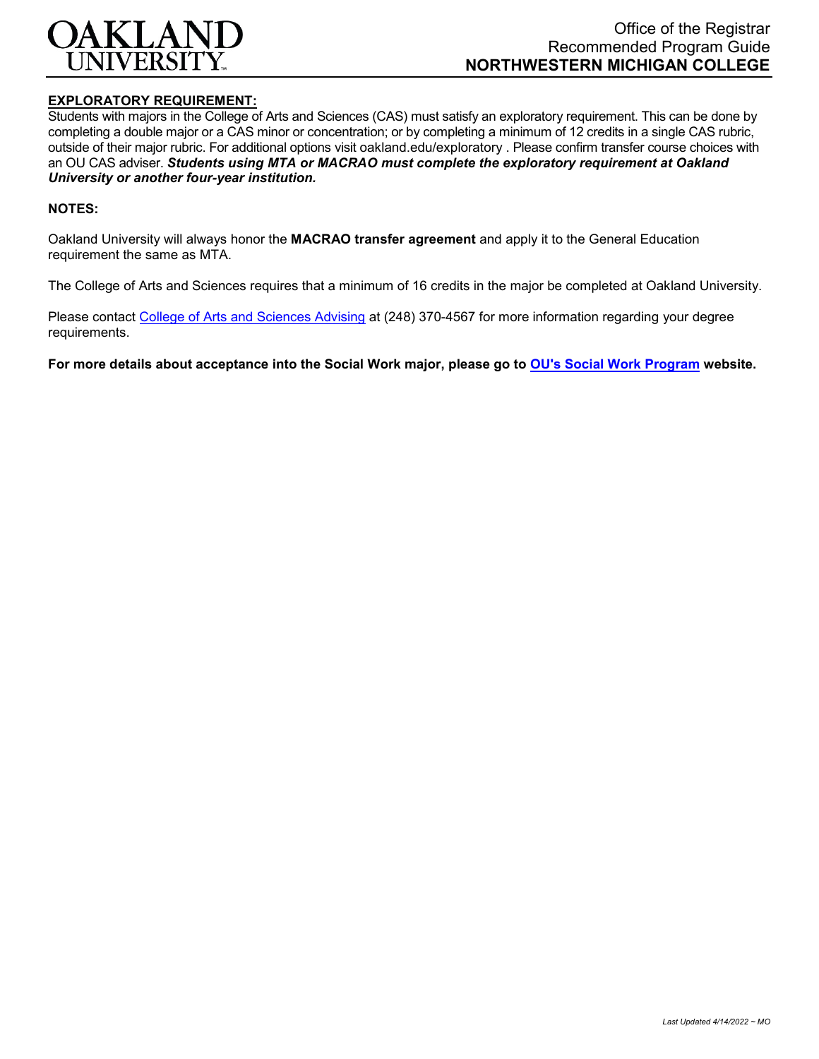**EXPLORATORY REQUIREMENT:**

Students with majors in the College of Arts and Sciences (CAS) must satisfy an exploratory requirement. This can be done by completing a double major or a CAS minor or concentration; or by completing a minimum of 12 credits in a single CAS rubric, outside of their major rubric. For additional options visit oakland.edu/exploratory . Please confirm transfer course choices with an OU CAS adviser. ***Students using MTA or MACRAO must complete the exploratory requirement at Oakland University or another four-year institution.***

**NOTES:**

Oakland University will always honor the **MACRAO transfer agreement** and apply it to the General Education requirement the same as MTA.

The College of Arts and Sciences requires that a minimum of 16 credits in the major be completed at Oakland University.

Please contact College of Arts and Sciences Advising at (248) 370-4567 for more information regarding your degree requirements.

**For more details about acceptance into the Social Work major, please go to OU's Social Work Program website.**